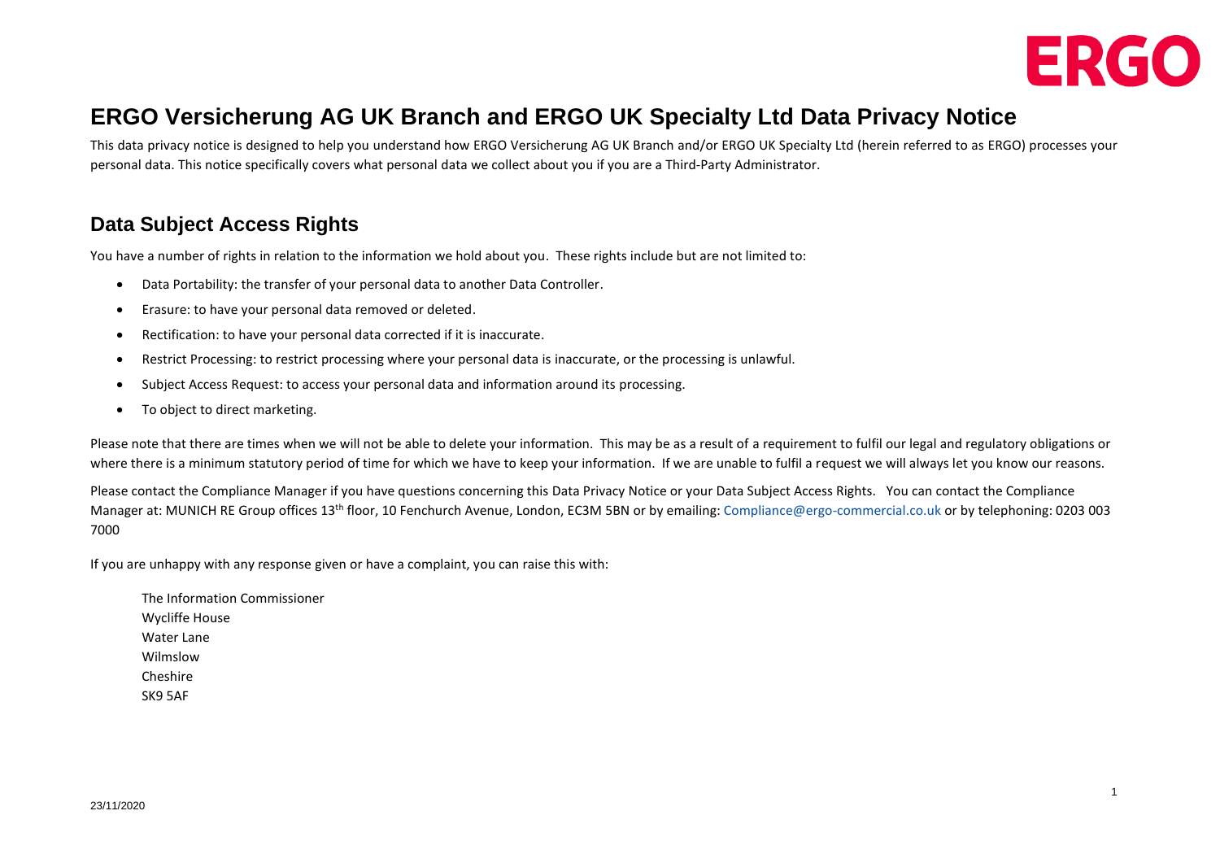# ERGO Versicherung AG UK Branch and ERGO UK Specialty Ltd Data Privacy Notice

This data privacy notice is designed to help you understand how ERGO Versicherung AG UK Branch and/or ERGO UK Specialty Ltd (herein referred to as ERGO) processes your personal data. This notice specifically covers what personal data we collect about you if you are a Third-Party Administrator.

## Data Subject Access Rights

You have a number of rights in relation to the information we hold about you. These rights include but are not limited to:

- Data Portability: the transfer of your personal data to another Data Controller.
- Erasure: to have your personal data removed or deleted.
- Rectification: to have your personal data corrected if it is inaccurate.
- Restrict Processing: to restrict processing where your personal data is inaccurate, or the processing is unlawful.
- Subject Access Request: to access your personal data and information around its processing.
- To object to direct marketing.

Please note that there are times when we will not be able to delete your information. This may be as a result of a requirement to fulfil our legal and regulatory obligations or where there is a minimum statutory period of time for which we have to keep your information. If we are unable to fulfil a request we will always let you know our reasons.

Please contact the Compliance Manager if you have questions concerning this Data Privacy Notice or your Data Subject Access Rights. You can contact the Compliance Manager at: MUNICH RE Group offices 13th floor, 10 Fenchurch Avenue, London, EC3M 5BN or by emailing: Compliance@ergo-commercial.co.uk or by telephoning: 0203 003 7000

If you are unhappy with any response given or have a complaint, you can raise this with:

The Information Commissioner
Wycliffe House
Water Lane
Wilmslow
Cheshire
SK9 5AF

23/11/2020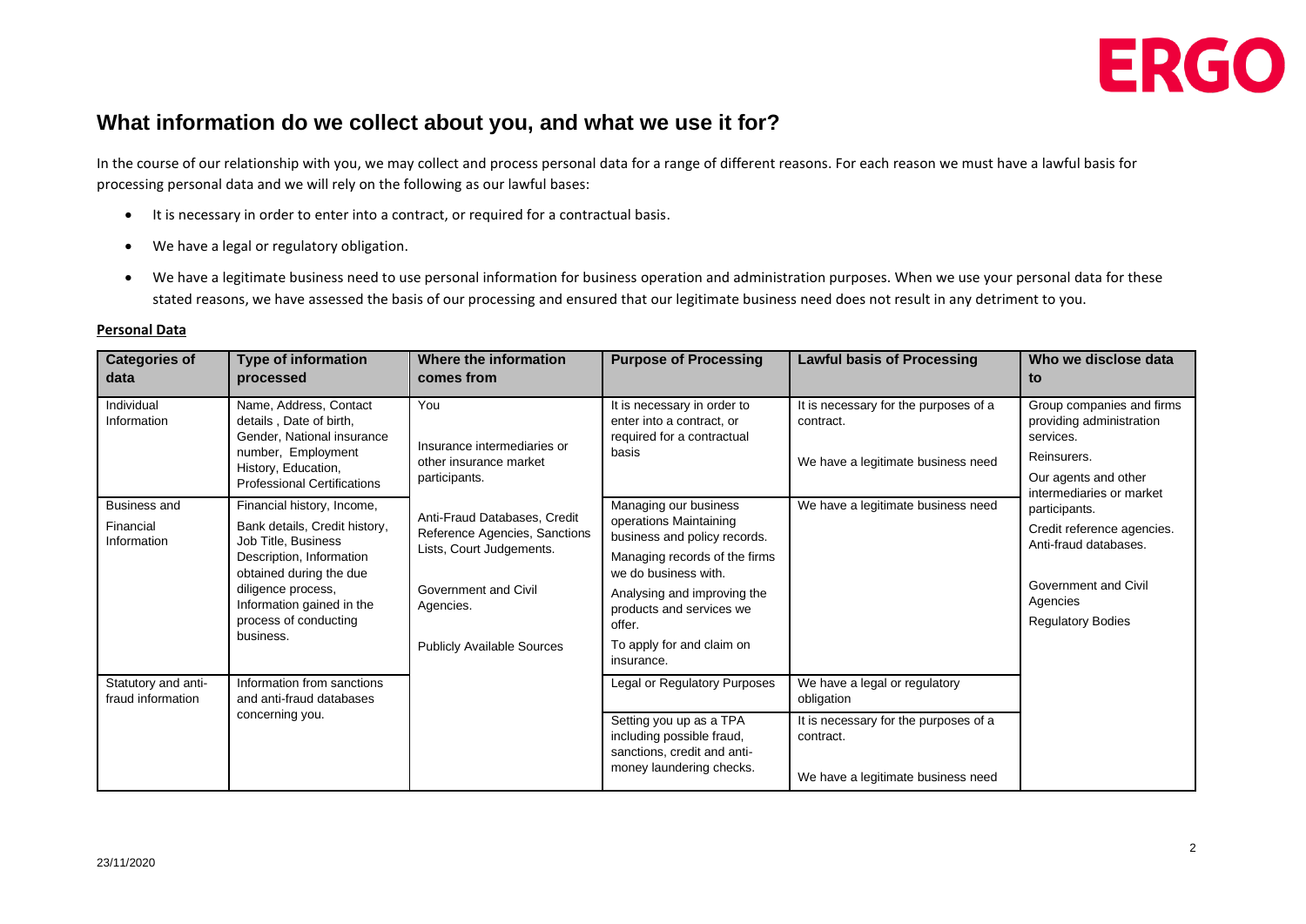## What information do we collect about you, and what we use it for?

In the course of our relationship with you, we may collect and process personal data for a range of different reasons. For each reason we must have a lawful basis for processing personal data and we will rely on the following as our lawful bases:

- It is necessary in order to enter into a contract, or required for a contractual basis.
- We have a legal or regulatory obligation.
- We have a legitimate business need to use personal information for business operation and administration purposes. When we use your personal data for these stated reasons, we have assessed the basis of our processing and ensured that our legitimate business need does not result in any detriment to you.

**Personal Data**

| Categories of data | Type of information processed | Where the information comes from | Purpose of Processing | Lawful basis of Processing | Who we disclose data to |
|---|---|---|---|---|---|
| Individual Information | Name, Address, Contact details , Date of birth, Gender, National insurance number, Employment History, Education, Professional Certifications | You<br><br>Insurance intermediaries or other insurance market participants.<br><br>Anti-Fraud Databases, Credit Reference Agencies, Sanctions Lists, Court Judgements.<br><br>Government and Civil Agencies.<br><br>Publicly Available Sources | It is necessary in order to enter into a contract, or required for a contractual basis | It is necessary for the purposes of a contract.<br><br>We have a legitimate business need | Group companies and firms providing administration services.<br><br>Reinsurers.<br><br>Our agents and other intermediaries or market participants.<br><br>Credit reference agencies.<br>Anti-fraud databases.<br><br>Government and Civil Agencies<br>Regulatory Bodies |
| Business and Financial Information | Financial history, Income, Bank details, Credit history, Job Title, Business Description, Information obtained during the due diligence process, Information gained in the process of conducting business. | | Managing our business operations Maintaining business and policy records.<br><br>Managing records of the firms we do business with.<br><br>Analysing and improving the products and services we offer.<br><br>To apply for and claim on insurance. | We have a legitimate business need | |
| Statutory and anti-fraud information | Information from sanctions and anti-fraud databases concerning you. | | Legal or Regulatory Purposes | We have a legal or regulatory obligation | |
| | | | Setting you up as a TPA including possible fraud, sanctions, credit and anti-money laundering checks. | It is necessary for the purposes of a contract.<br><br>We have a legitimate business need | |

23/11/2020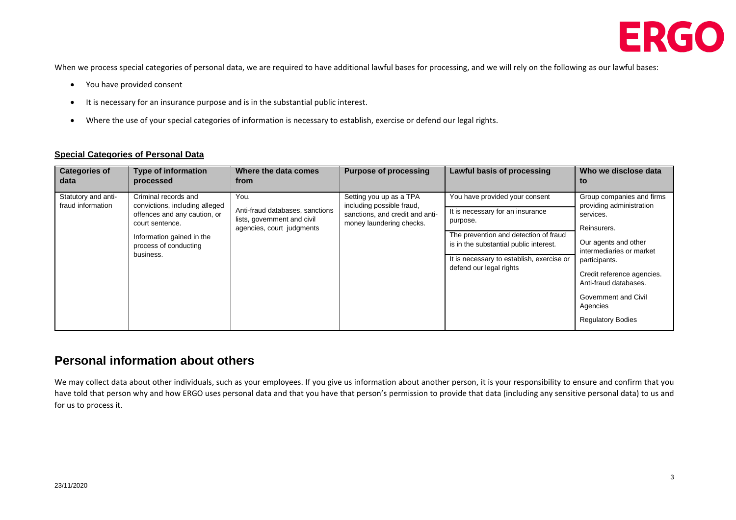When we process special categories of personal data, we are required to have additional lawful bases for processing, and we will rely on the following as our lawful bases:

- You have provided consent
- It is necessary for an insurance purpose and is in the substantial public interest.
- Where the use of your special categories of information is necessary to establish, exercise or defend our legal rights.

**Special Categories of Personal Data**

| Categories of data | Type of information processed | Where the data comes from | Purpose of processing | Lawful basis of processing | Who we disclose data to |
|---|---|---|---|---|---|
| Statutory and anti-fraud information | Criminal records and convictions, including alleged offences and any caution, or court sentence.<br><br>Information gained in the process of conducting business. | You.<br><br>Anti-fraud databases, sanctions lists, government and civil agencies, court judgments | Setting you up as a TPA including possible fraud, sanctions, and credit and anti-money laundering checks. | You have provided your consent<br><br>It is necessary for an insurance purpose.<br><br>The prevention and detection of fraud is in the substantial public interest.<br><br>It is necessary to establish, exercise or defend our legal rights | Group companies and firms providing administration services.<br><br>Reinsurers.<br><br>Our agents and other intermediaries or market participants.<br><br>Credit reference agencies. Anti-fraud databases.<br><br>Government and Civil Agencies<br><br>Regulatory Bodies |

## Personal information about others

We may collect data about other individuals, such as your employees. If you give us information about another person, it is your responsibility to ensure and confirm that you have told that person why and how ERGO uses personal data and that you have that person's permission to provide that data (including any sensitive personal data) to us and for us to process it.

23/11/2020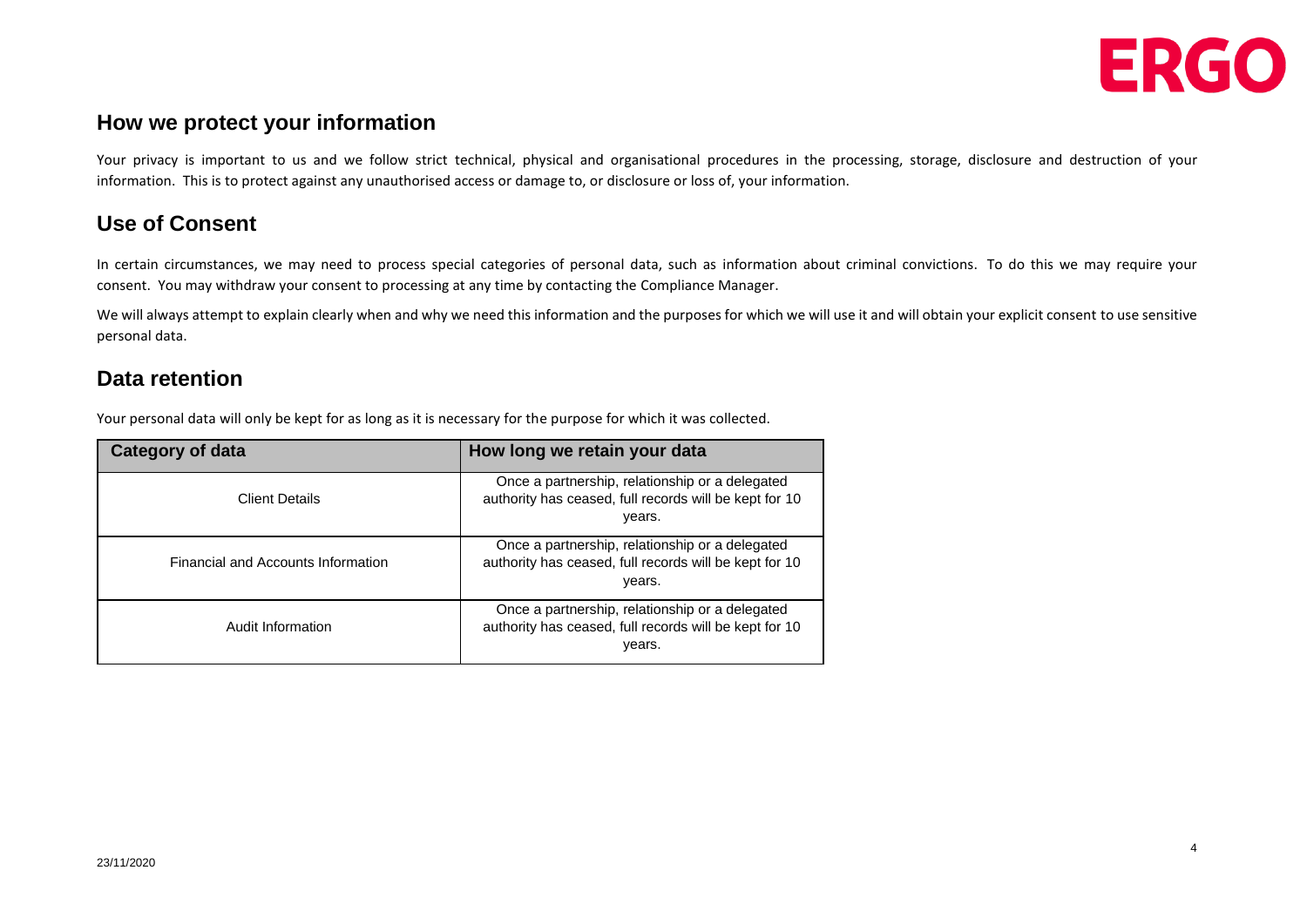## How we protect your information

Your privacy is important to us and we follow strict technical, physical and organisational procedures in the processing, storage, disclosure and destruction of your information. This is to protect against any unauthorised access or damage to, or disclosure or loss of, your information.

## Use of Consent

In certain circumstances, we may need to process special categories of personal data, such as information about criminal convictions. To do this we may require your consent. You may withdraw your consent to processing at any time by contacting the Compliance Manager.

We will always attempt to explain clearly when and why we need this information and the purposes for which we will use it and will obtain your explicit consent to use sensitive personal data.

## Data retention

Your personal data will only be kept for as long as it is necessary for the purpose for which it was collected.

| Category of data | How long we retain your data |
|---|---|
| Client Details | Once a partnership, relationship or a delegated authority has ceased, full records will be kept for 10 years. |
| Financial and Accounts Information | Once a partnership, relationship or a delegated authority has ceased, full records will be kept for 10 years. |
| Audit Information | Once a partnership, relationship or a delegated authority has ceased, full records will be kept for 10 years. |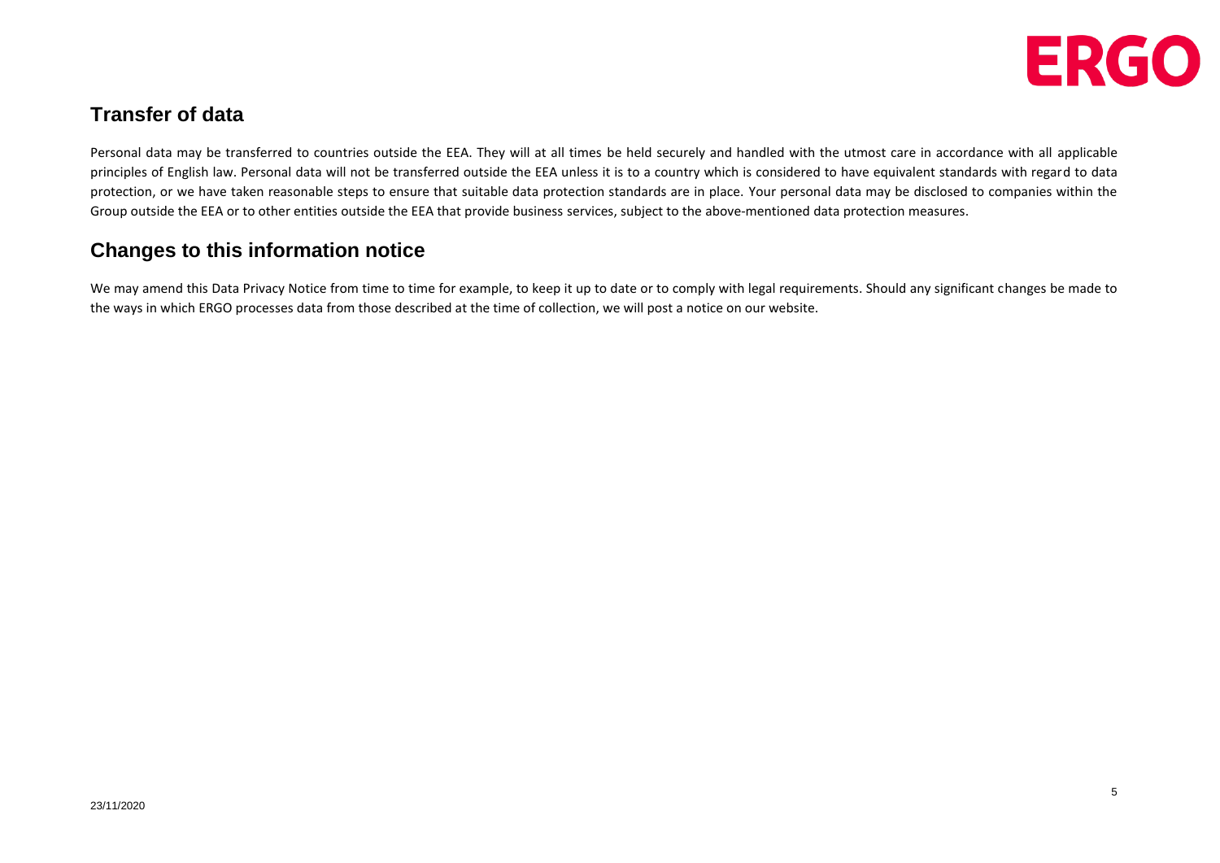## Transfer of data

Personal data may be transferred to countries outside the EEA. They will at all times be held securely and handled with the utmost care in accordance with all applicable principles of English law. Personal data will not be transferred outside the EEA unless it is to a country which is considered to have equivalent standards with regard to data protection, or we have taken reasonable steps to ensure that suitable data protection standards are in place. Your personal data may be disclosed to companies within the Group outside the EEA or to other entities outside the EEA that provide business services, subject to the above-mentioned data protection measures.

## Changes to this information notice

We may amend this Data Privacy Notice from time to time for example, to keep it up to date or to comply with legal requirements. Should any significant changes be made to the ways in which ERGO processes data from those described at the time of collection, we will post a notice on our website.